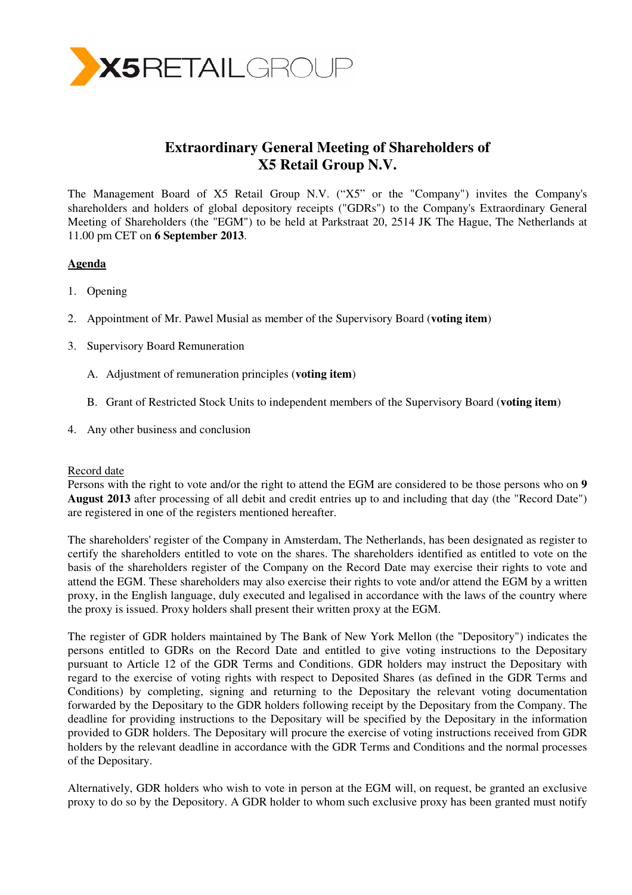X5 RETAIL GROUP

# Extraordinary General Meeting of Shareholders of X5 Retail Group N.V.

The Management Board of X5 Retail Group N.V. ("X5" or the "Company") invites the Company's shareholders and holders of global depository receipts ("GDRs") to the Company's Extraordinary General Meeting of Shareholders (the "EGM") to be held at Parkstraat 20, 2514 JK The Hague, The Netherlands at 11.00 pm CET on **6 September 2013**.

**Agenda**

1. Opening
2. Appointment of Mr. Pawel Musial as member of the Supervisory Board (**voting item**)
3. Supervisory Board Remuneration
   A. Adjustment of remuneration principles (**voting item**)
   B. Grant of Restricted Stock Units to independent members of the Supervisory Board (**voting item**)
4. Any other business and conclusion

Record date

Persons with the right to vote and/or the right to attend the EGM are considered to be those persons who on **9 August 2013** after processing of all debit and credit entries up to and including that day (the "Record Date") are registered in one of the registers mentioned hereafter.

The shareholders' register of the Company in Amsterdam, The Netherlands, has been designated as register to certify the shareholders entitled to vote on the shares. The shareholders identified as entitled to vote on the basis of the shareholders register of the Company on the Record Date may exercise their rights to vote and attend the EGM. These shareholders may also exercise their rights to vote and/or attend the EGM by a written proxy, in the English language, duly executed and legalised in accordance with the laws of the country where the proxy is issued. Proxy holders shall present their written proxy at the EGM.

The register of GDR holders maintained by The Bank of New York Mellon (the "Depository") indicates the persons entitled to GDRs on the Record Date and entitled to give voting instructions to the Depositary pursuant to Article 12 of the GDR Terms and Conditions. GDR holders may instruct the Depositary with regard to the exercise of voting rights with respect to Deposited Shares (as defined in the GDR Terms and Conditions) by completing, signing and returning to the Depositary the relevant voting documentation forwarded by the Depositary to the GDR holders following receipt by the Depositary from the Company. The deadline for providing instructions to the Depositary will be specified by the Depositary in the information provided to GDR holders. The Depositary will procure the exercise of voting instructions received from GDR holders by the relevant deadline in accordance with the GDR Terms and Conditions and the normal processes of the Depositary.

Alternatively, GDR holders who wish to vote in person at the EGM will, on request, be granted an exclusive proxy to do so by the Depository. A GDR holder to whom such exclusive proxy has been granted must notify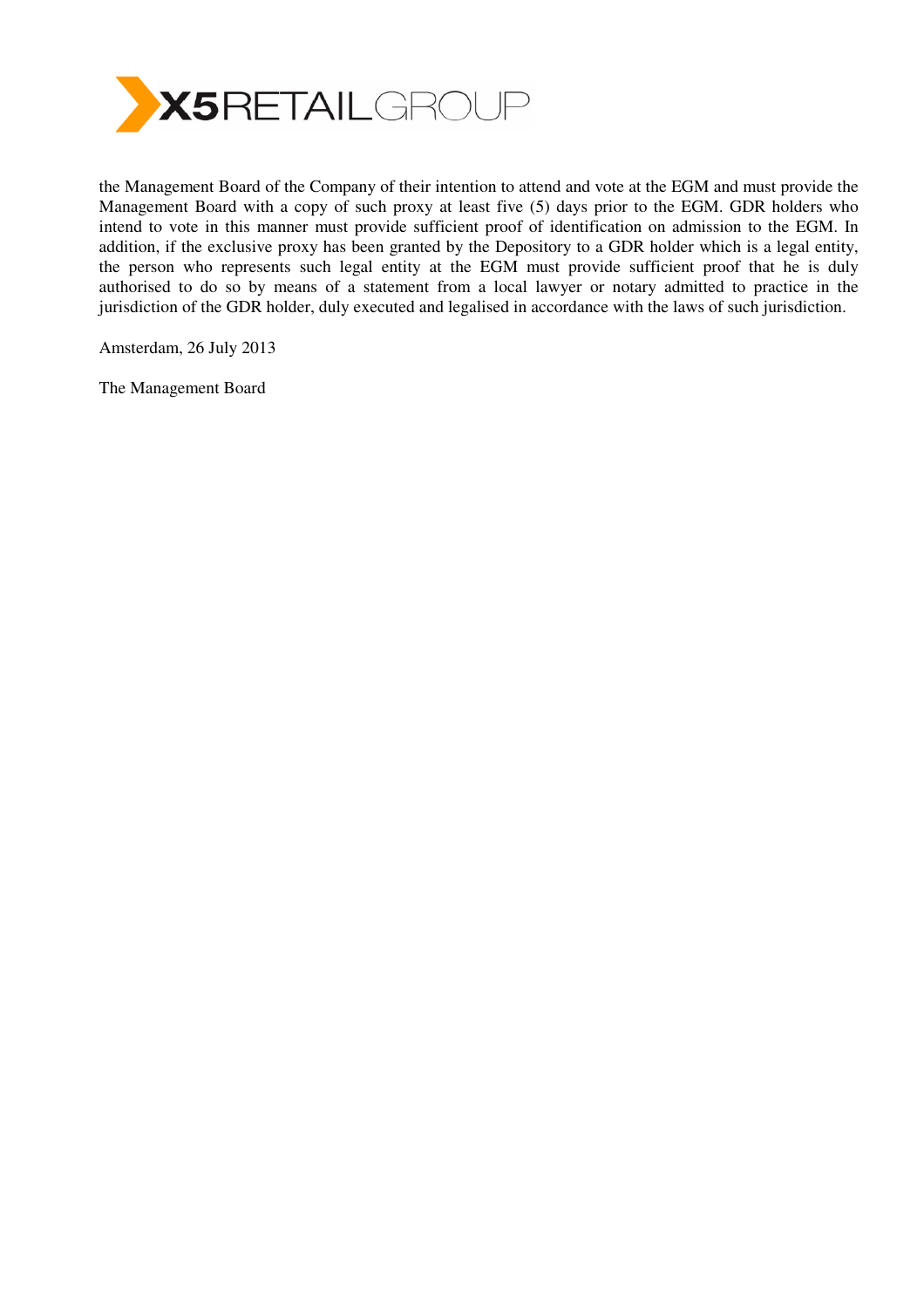the Management Board of the Company of their intention to attend and vote at the EGM and must provide the Management Board with a copy of such proxy at least five (5) days prior to the EGM. GDR holders who intend to vote in this manner must provide sufficient proof of identification on admission to the EGM. In addition, if the exclusive proxy has been granted by the Depository to a GDR holder which is a legal entity, the person who represents such legal entity at the EGM must provide sufficient proof that he is duly authorised to do so by means of a statement from a local lawyer or notary admitted to practice in the jurisdiction of the GDR holder, duly executed and legalised in accordance with the laws of such jurisdiction.

Amsterdam, 26 July 2013

The Management Board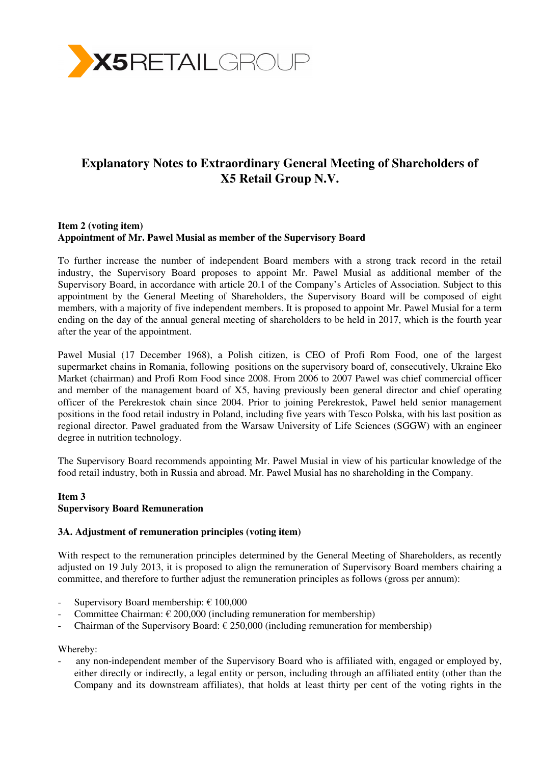X5 RETAIL GROUP

# Explanatory Notes to Extraordinary General Meeting of Shareholders of X5 Retail Group N.V.

**Item 2 (voting item)**
**Appointment of Mr. Pawel Musial as member of the Supervisory Board**

To further increase the number of independent Board members with a strong track record in the retail industry, the Supervisory Board proposes to appoint Mr. Pawel Musial as additional member of the Supervisory Board, in accordance with article 20.1 of the Company's Articles of Association. Subject to this appointment by the General Meeting of Shareholders, the Supervisory Board will be composed of eight members, with a majority of five independent members. It is proposed to appoint Mr. Pawel Musial for a term ending on the day of the annual general meeting of shareholders to be held in 2017, which is the fourth year after the year of the appointment.

Pawel Musial (17 December 1968), a Polish citizen, is CEO of Profi Rom Food, one of the largest supermarket chains in Romania, following positions on the supervisory board of, consecutively, Ukraine Eko Market (chairman) and Profi Rom Food since 2008. From 2006 to 2007 Pawel was chief commercial officer and member of the management board of X5, having previously been general director and chief operating officer of the Perekrestok chain since 2004. Prior to joining Perekrestok, Pawel held senior management positions in the food retail industry in Poland, including five years with Tesco Polska, with his last position as regional director. Pawel graduated from the Warsaw University of Life Sciences (SGGW) with an engineer degree in nutrition technology.

The Supervisory Board recommends appointing Mr. Pawel Musial in view of his particular knowledge of the food retail industry, both in Russia and abroad. Mr. Pawel Musial has no shareholding in the Company.

**Item 3**
**Supervisory Board Remuneration**

**3A. Adjustment of remuneration principles (voting item)**

With respect to the remuneration principles determined by the General Meeting of Shareholders, as recently adjusted on 19 July 2013, it is proposed to align the remuneration of Supervisory Board members chairing a committee, and therefore to further adjust the remuneration principles as follows (gross per annum):

- Supervisory Board membership: € 100,000
- Committee Chairman: € 200,000 (including remuneration for membership)
- Chairman of the Supervisory Board: € 250,000 (including remuneration for membership)

Whereby:

- any non-independent member of the Supervisory Board who is affiliated with, engaged or employed by, either directly or indirectly, a legal entity or person, including through an affiliated entity (other than the Company and its downstream affiliates), that holds at least thirty per cent of the voting rights in the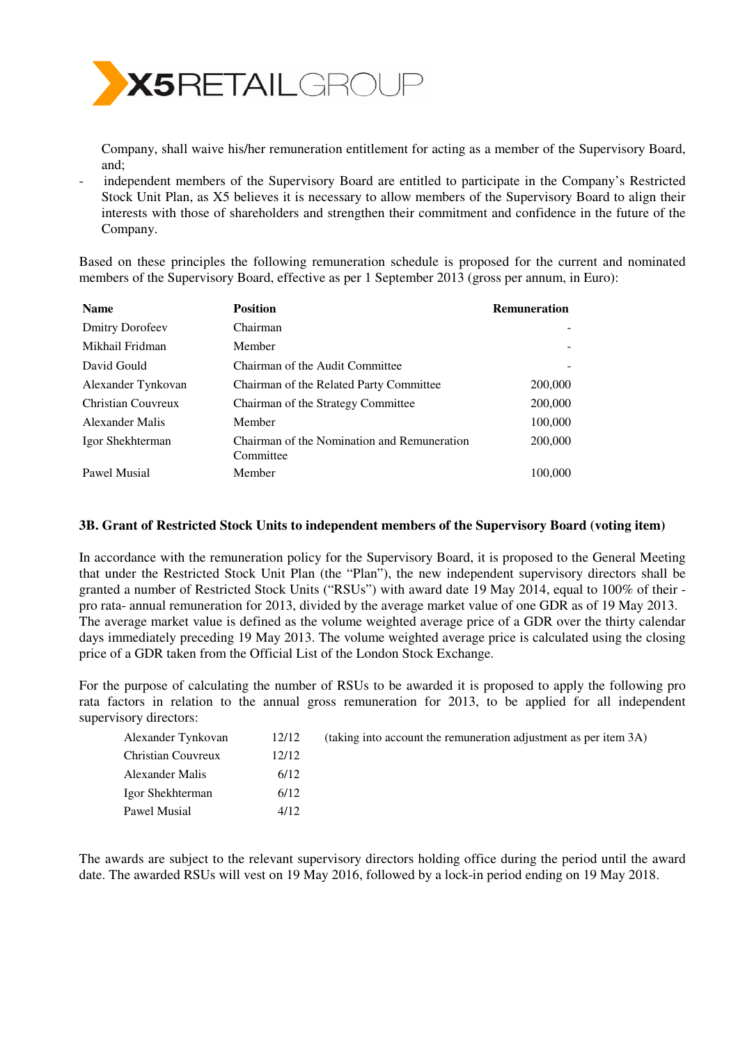Company, shall waive his/her remuneration entitlement for acting as a member of the Supervisory Board, and;

- independent members of the Supervisory Board are entitled to participate in the Company's Restricted Stock Unit Plan, as X5 believes it is necessary to allow members of the Supervisory Board to align their interests with those of shareholders and strengthen their commitment and confidence in the future of the Company.

Based on these principles the following remuneration schedule is proposed for the current and nominated members of the Supervisory Board, effective as per 1 September 2013 (gross per annum, in Euro):

| Name | Position | Remuneration |
|---|---|---|
| Dmitry Dorofeev | Chairman | - |
| Mikhail Fridman | Member | - |
| David Gould | Chairman of the Audit Committee | - |
| Alexander Tynkovan | Chairman of the Related Party Committee | 200,000 |
| Christian Couvreux | Chairman of the Strategy Committee | 200,000 |
| Alexander Malis | Member | 100,000 |
| Igor Shekhterman | Chairman of the Nomination and Remuneration Committee | 200,000 |
| Pawel Musial | Member | 100,000 |

**3B. Grant of Restricted Stock Units to independent members of the Supervisory Board (voting item)**

In accordance with the remuneration policy for the Supervisory Board, it is proposed to the General Meeting that under the Restricted Stock Unit Plan (the "Plan"), the new independent supervisory directors shall be granted a number of Restricted Stock Units ("RSUs") with award date 19 May 2014, equal to 100% of their - pro rata- annual remuneration for 2013, divided by the average market value of one GDR as of 19 May 2013. The average market value is defined as the volume weighted average price of a GDR over the thirty calendar days immediately preceding 19 May 2013. The volume weighted average price is calculated using the closing price of a GDR taken from the Official List of the London Stock Exchange.

For the purpose of calculating the number of RSUs to be awarded it is proposed to apply the following pro rata factors in relation to the annual gross remuneration for 2013, to be applied for all independent supervisory directors:

| | | |
|---|---|---|
| Alexander Tynkovan | 12/12 | (taking into account the remuneration adjustment as per item 3A) |
| Christian Couvreux | 12/12 | |
| Alexander Malis | 6/12 | |
| Igor Shekhterman | 6/12 | |
| Pawel Musial | 4/12 | |

The awards are subject to the relevant supervisory directors holding office during the period until the award date. The awarded RSUs will vest on 19 May 2016, followed by a lock-in period ending on 19 May 2018.